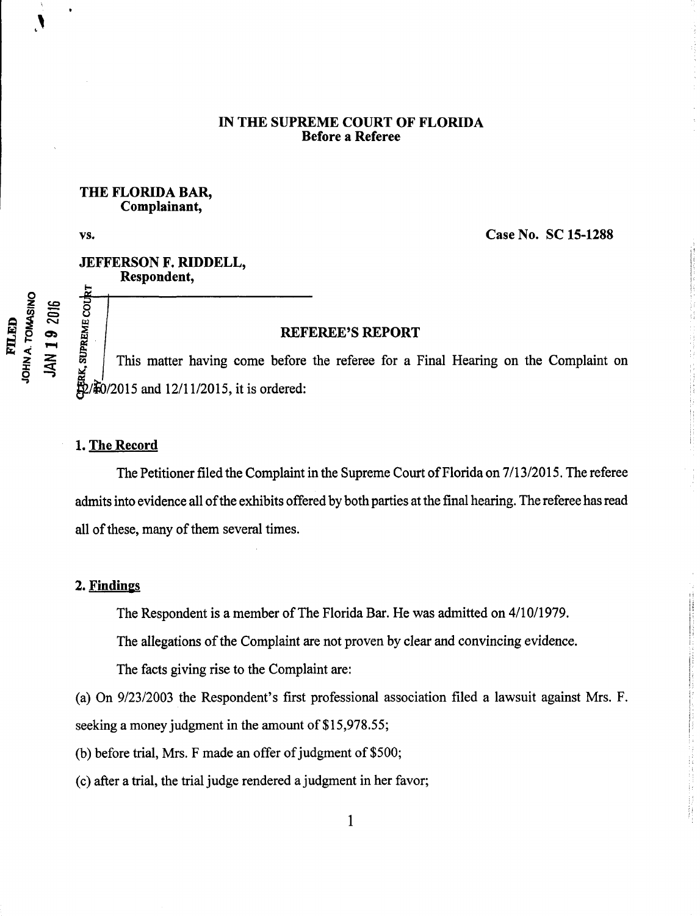**IN THE SUPREME COURT OF FLORIDA**
**Before a Referee**

**THE FLORIDA BAR,**
**Complainant,**

**vs.** **Case No. SC 15-1288**

**JEFFERSON F. RIDDELL,**
**Respondent,**

## REFEREE'S REPORT

This matter having come before the referee for a Final Hearing on the Complaint on 12/10/2015 and 12/11/2015, it is ordered:

### 1. The Record

The Petitioner filed the Complaint in the Supreme Court of Florida on 7/13/2015. The referee admits into evidence all of the exhibits offered by both parties at the final hearing. The referee has read all of these, many of them several times.

### 2. Findings

The Respondent is a member of The Florida Bar. He was admitted on 4/10/1979.

The allegations of the Complaint are not proven by clear and convincing evidence.

The facts giving rise to the Complaint are:

(a) On 9/23/2003 the Respondent's first professional association filed a lawsuit against Mrs. F. seeking a money judgment in the amount of $15,978.55;

(b) before trial, Mrs. F made an offer of judgment of $500;

(c) after a trial, the trial judge rendered a judgment in her favor;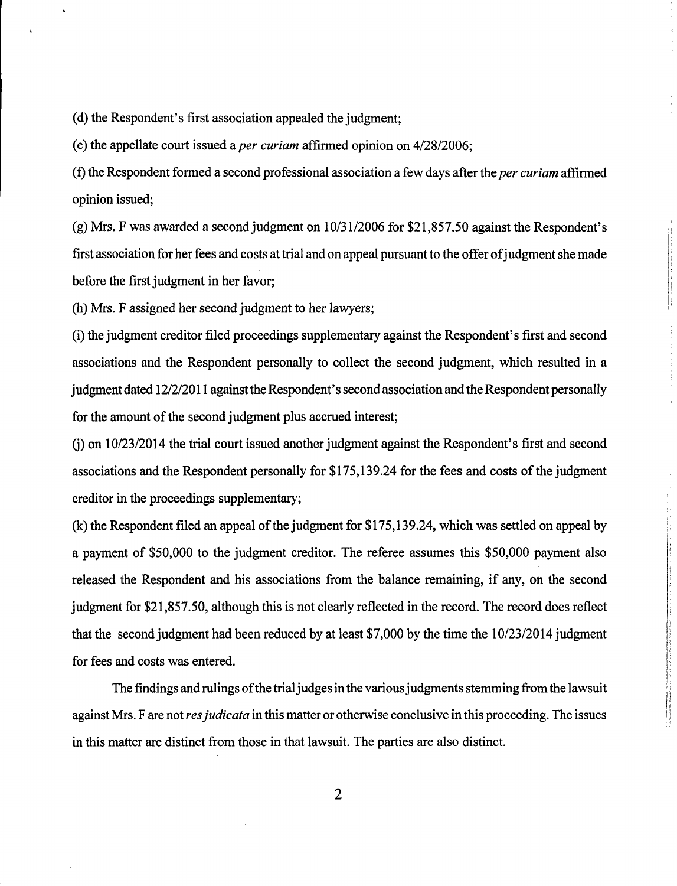(d) the Respondent's first association appealed the judgment;

(e) the appellate court issued a *per curiam* affirmed opinion on 4/28/2006;

(f) the Respondent formed a second professional association a few days after the *per curiam* affirmed opinion issued;

(g) Mrs. F was awarded a second judgment on 10/31/2006 for $21,857.50 against the Respondent's first association for her fees and costs at trial and on appeal pursuant to the offer of judgment she made before the first judgment in her favor;

(h) Mrs. F assigned her second judgment to her lawyers;

(i) the judgment creditor filed proceedings supplementary against the Respondent's first and second associations and the Respondent personally to collect the second judgment, which resulted in a judgment dated 12/2/2011 against the Respondent's second association and the Respondent personally for the amount of the second judgment plus accrued interest;

(j) on 10/23/2014 the trial court issued another judgment against the Respondent's first and second associations and the Respondent personally for $175,139.24 for the fees and costs of the judgment creditor in the proceedings supplementary;

(k) the Respondent filed an appeal of the judgment for $175,139.24, which was settled on appeal by a payment of $50,000 to the judgment creditor. The referee assumes this $50,000 payment also released the Respondent and his associations from the balance remaining, if any, on the second judgment for $21,857.50, although this is not clearly reflected in the record. The record does reflect that the second judgment had been reduced by at least $7,000 by the time the 10/23/2014 judgment for fees and costs was entered.

The findings and rulings of the trial judges in the various judgments stemming from the lawsuit against Mrs. F are not *res judicata* in this matter or otherwise conclusive in this proceeding. The issues in this matter are distinct from those in that lawsuit. The parties are also distinct.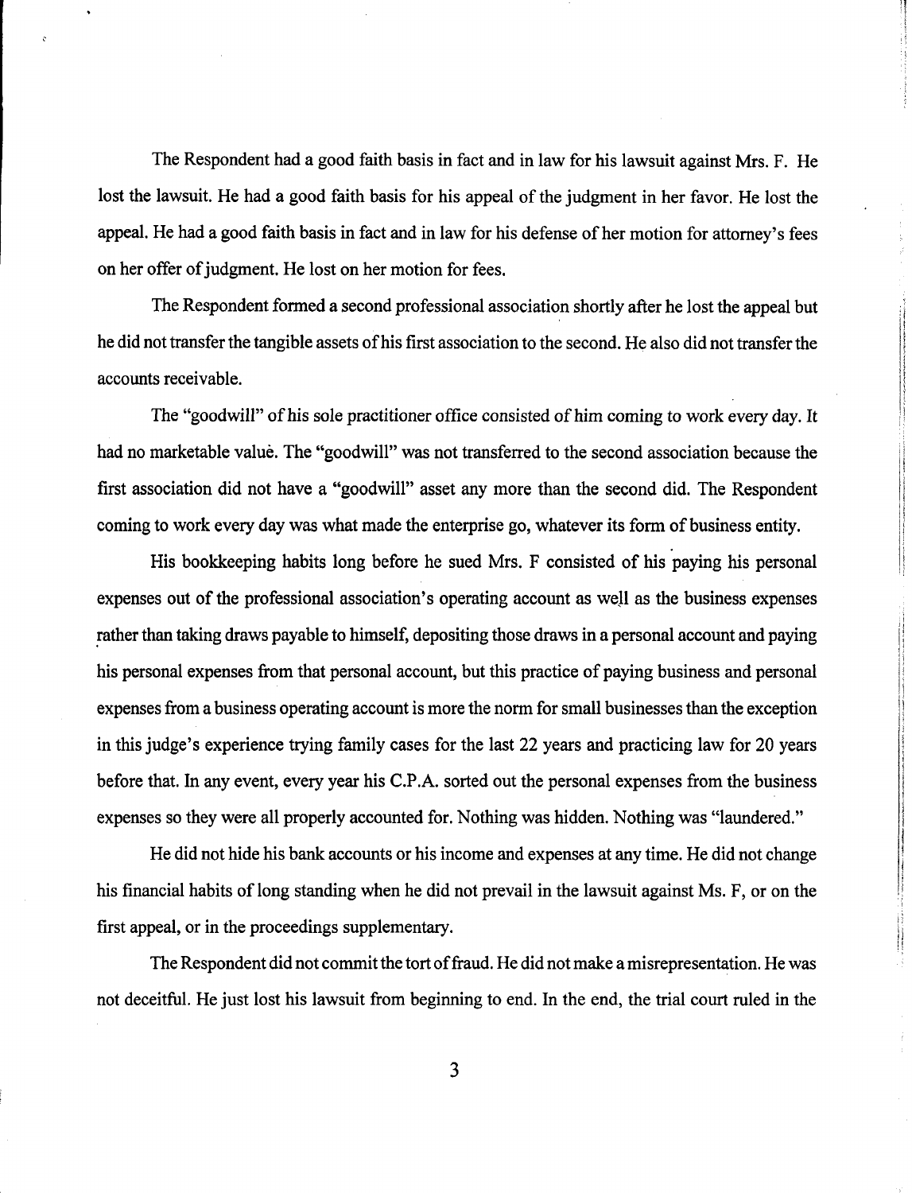The Respondent had a good faith basis in fact and in law for his lawsuit against Mrs. F. He lost the lawsuit. He had a good faith basis for his appeal of the judgment in her favor. He lost the appeal. He had a good faith basis in fact and in law for his defense of her motion for attorney's fees on her offer of judgment. He lost on her motion for fees.

The Respondent formed a second professional association shortly after he lost the appeal but he did not transfer the tangible assets of his first association to the second. He also did not transfer the accounts receivable.

The "goodwill" of his sole practitioner office consisted of him coming to work every day. It had no marketable value. The "goodwill" was not transferred to the second association because the first association did not have a "goodwill" asset any more than the second did. The Respondent coming to work every day was what made the enterprise go, whatever its form of business entity.

His bookkeeping habits long before he sued Mrs. F consisted of his paying his personal expenses out of the professional association's operating account as well as the business expenses rather than taking draws payable to himself, depositing those draws in a personal account and paying his personal expenses from that personal account, but this practice of paying business and personal expenses from a business operating account is more the norm for small businesses than the exception in this judge's experience trying family cases for the last 22 years and practicing law for 20 years before that. In any event, every year his C.P.A. sorted out the personal expenses from the business expenses so they were all properly accounted for. Nothing was hidden. Nothing was "laundered."

He did not hide his bank accounts or his income and expenses at any time. He did not change his financial habits of long standing when he did not prevail in the lawsuit against Ms. F, or on the first appeal, or in the proceedings supplementary.

The Respondent did not commit the tort of fraud. He did not make a misrepresentation. He was not deceitful. He just lost his lawsuit from beginning to end. In the end, the trial court ruled in the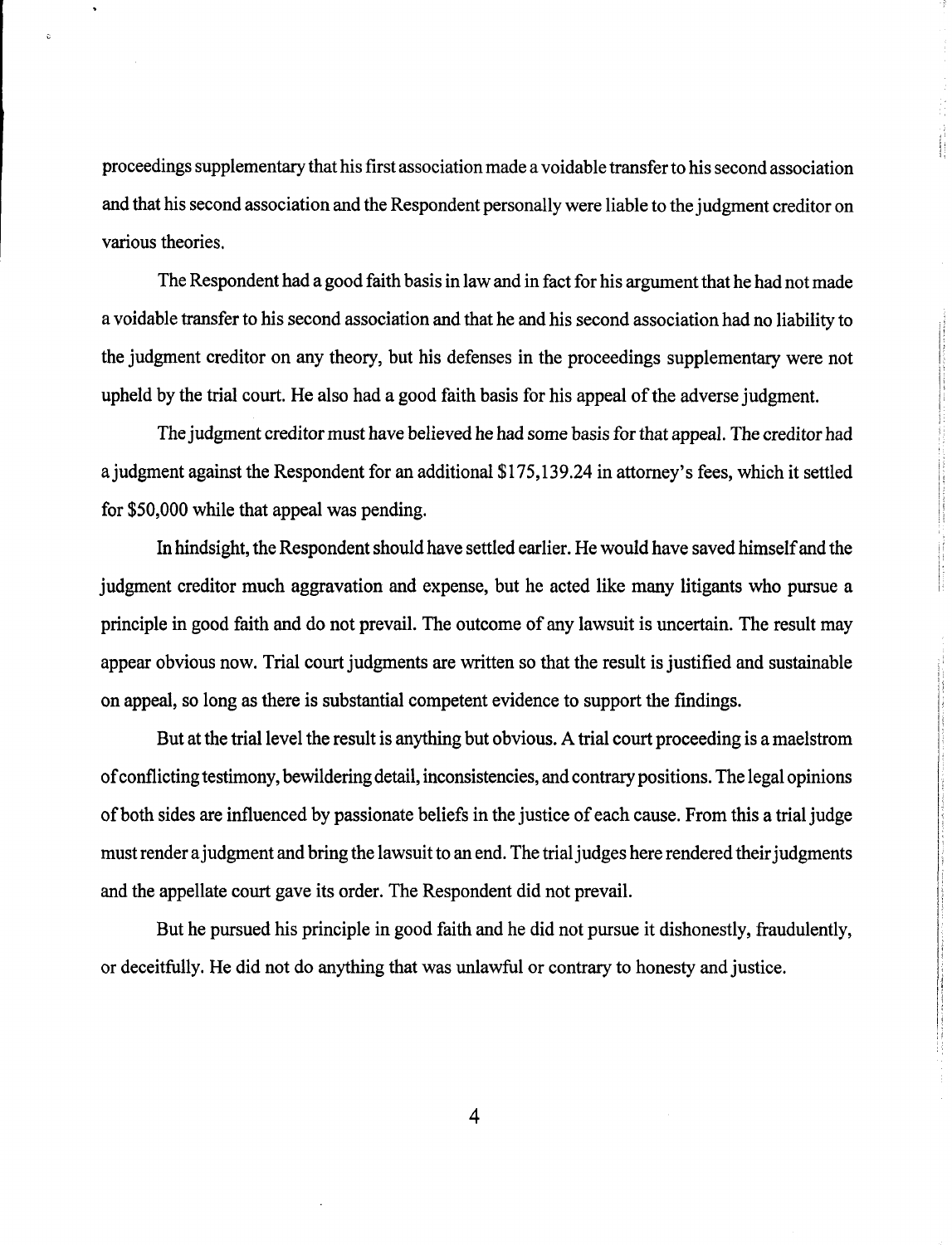proceedings supplementary that his first association made a voidable transfer to his second association and that his second association and the Respondent personally were liable to the judgment creditor on various theories.

The Respondent had a good faith basis in law and in fact for his argument that he had not made a voidable transfer to his second association and that he and his second association had no liability to the judgment creditor on any theory, but his defenses in the proceedings supplementary were not upheld by the trial court. He also had a good faith basis for his appeal of the adverse judgment.

The judgment creditor must have believed he had some basis for that appeal. The creditor had a judgment against the Respondent for an additional $175,139.24 in attorney's fees, which it settled for $50,000 while that appeal was pending.

In hindsight, the Respondent should have settled earlier. He would have saved himself and the judgment creditor much aggravation and expense, but he acted like many litigants who pursue a principle in good faith and do not prevail. The outcome of any lawsuit is uncertain. The result may appear obvious now. Trial court judgments are written so that the result is justified and sustainable on appeal, so long as there is substantial competent evidence to support the findings.

But at the trial level the result is anything but obvious. A trial court proceeding is a maelstrom of conflicting testimony, bewildering detail, inconsistencies, and contrary positions. The legal opinions of both sides are influenced by passionate beliefs in the justice of each cause. From this a trial judge must render a judgment and bring the lawsuit to an end. The trial judges here rendered their judgments and the appellate court gave its order. The Respondent did not prevail.

But he pursued his principle in good faith and he did not pursue it dishonestly, fraudulently, or deceitfully. He did not do anything that was unlawful or contrary to honesty and justice.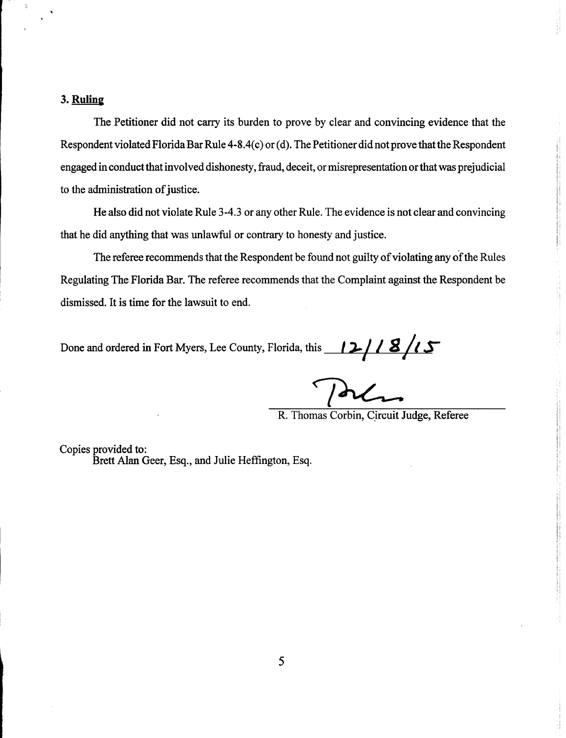### 3. **Ruling**

The Petitioner did not carry its burden to prove by clear and convincing evidence that the Respondent violated Florida Bar Rule 4-8.4(c) or (d). The Petitioner did not prove that the Respondent engaged in conduct that involved dishonesty, fraud, deceit, or misrepresentation or that was prejudicial to the administration of justice.

He also did not violate Rule 3-4.3 or any other Rule. The evidence is not clear and convincing that he did anything that was unlawful or contrary to honesty and justice.

The referee recommends that the Respondent be found not guilty of violating any of the Rules Regulating The Florida Bar. The referee recommends that the Complaint against the Respondent be dismissed. It is time for the lawsuit to end.

Done and ordered in Fort Myers, Lee County, Florida, this 12/18/15

R. Thomas Corbin, Circuit Judge, Referee

Copies provided to:
Brett Alan Geer, Esq., and Julie Heffington, Esq.